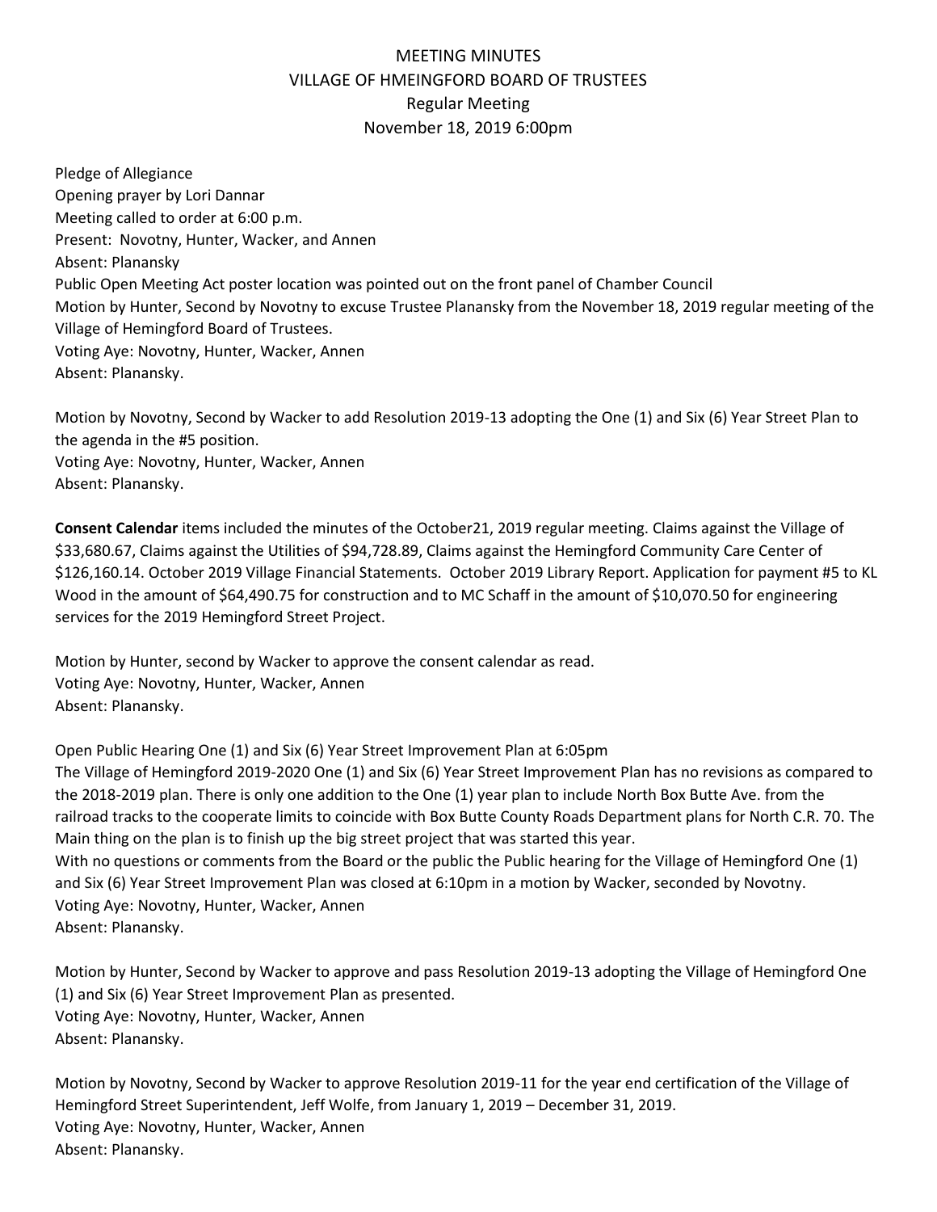# MEETING MINUTES
## VILLAGE OF HMEINGFORD BOARD OF TRUSTEES
### Regular Meeting
### November 18, 2019 6:00pm

Pledge of Allegiance
Opening prayer by Lori Dannar
Meeting called to order at 6:00 p.m.
Present: Novotny, Hunter, Wacker, and Annen
Absent: Planansky
Public Open Meeting Act poster location was pointed out on the front panel of Chamber Council
Motion by Hunter, Second by Novotny to excuse Trustee Planansky from the November 18, 2019 regular meeting of the Village of Hemingford Board of Trustees.
Voting Aye: Novotny, Hunter, Wacker, Annen
Absent: Planansky.

Motion by Novotny, Second by Wacker to add Resolution 2019-13 adopting the One (1) and Six (6) Year Street Plan to the agenda in the #5 position.
Voting Aye: Novotny, Hunter, Wacker, Annen
Absent: Planansky.

**Consent Calendar** items included the minutes of the October21, 2019 regular meeting. Claims against the Village of $33,680.67, Claims against the Utilities of $94,728.89, Claims against the Hemingford Community Care Center of $126,160.14. October 2019 Village Financial Statements. October 2019 Library Report. Application for payment #5 to KL Wood in the amount of $64,490.75 for construction and to MC Schaff in the amount of $10,070.50 for engineering services for the 2019 Hemingford Street Project.

Motion by Hunter, second by Wacker to approve the consent calendar as read.
Voting Aye: Novotny, Hunter, Wacker, Annen
Absent: Planansky.

Open Public Hearing One (1) and Six (6) Year Street Improvement Plan at 6:05pm
The Village of Hemingford 2019-2020 One (1) and Six (6) Year Street Improvement Plan has no revisions as compared to the 2018-2019 plan. There is only one addition to the One (1) year plan to include North Box Butte Ave. from the railroad tracks to the cooperate limits to coincide with Box Butte County Roads Department plans for North C.R. 70. The Main thing on the plan is to finish up the big street project that was started this year.
With no questions or comments from the Board or the public the Public hearing for the Village of Hemingford One (1) and Six (6) Year Street Improvement Plan was closed at 6:10pm in a motion by Wacker, seconded by Novotny.
Voting Aye: Novotny, Hunter, Wacker, Annen
Absent: Planansky.

Motion by Hunter, Second by Wacker to approve and pass Resolution 2019-13 adopting the Village of Hemingford One (1) and Six (6) Year Street Improvement Plan as presented.
Voting Aye: Novotny, Hunter, Wacker, Annen
Absent: Planansky.

Motion by Novotny, Second by Wacker to approve Resolution 2019-11 for the year end certification of the Village of Hemingford Street Superintendent, Jeff Wolfe, from January 1, 2019 – December 31, 2019.
Voting Aye: Novotny, Hunter, Wacker, Annen
Absent: Planansky.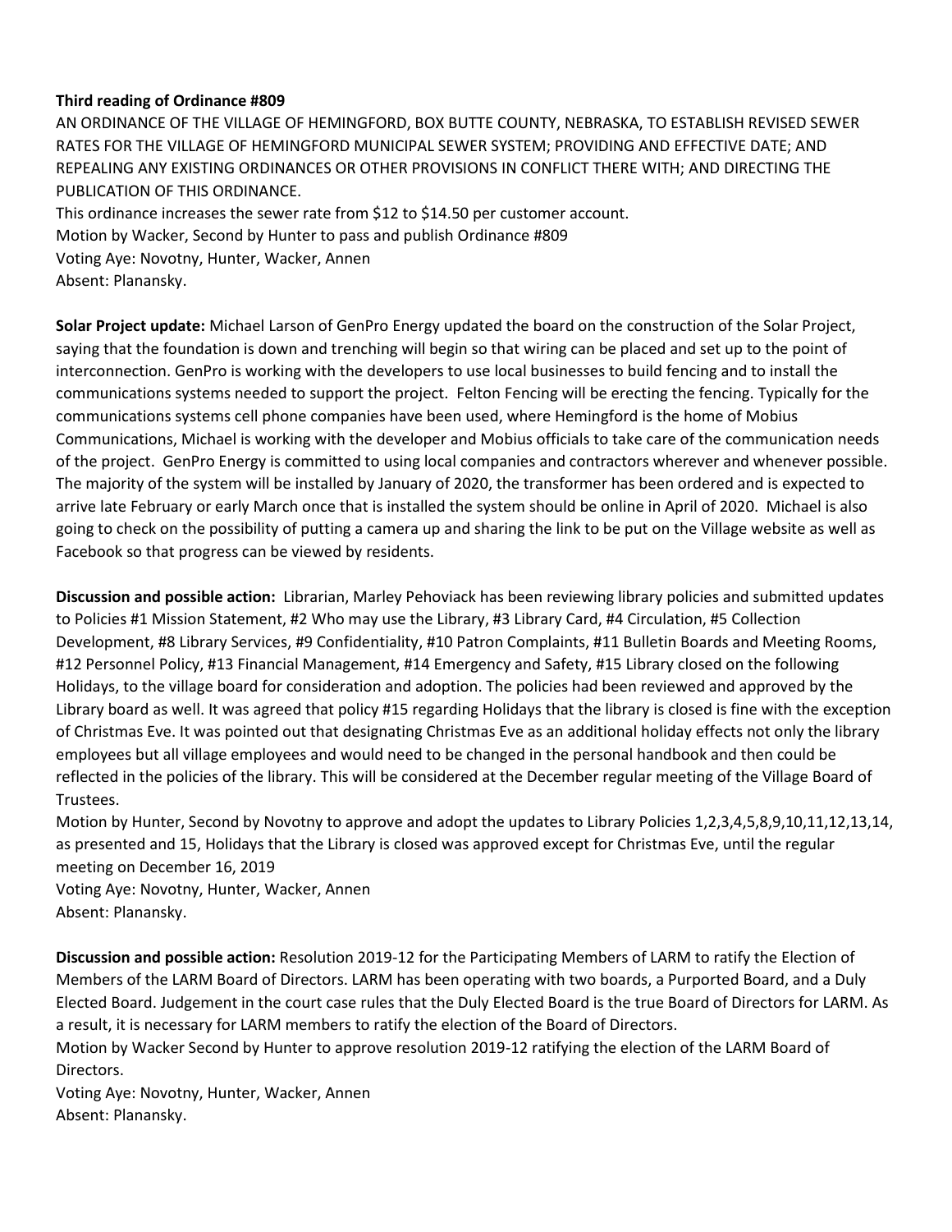**Third reading of Ordinance #809**

AN ORDINANCE OF THE VILLAGE OF HEMINGFORD, BOX BUTTE COUNTY, NEBRASKA, TO ESTABLISH REVISED SEWER RATES FOR THE VILLAGE OF HEMINGFORD MUNICIPAL SEWER SYSTEM; PROVIDING AND EFFECTIVE DATE; AND REPEALING ANY EXISTING ORDINANCES OR OTHER PROVISIONS IN CONFLICT THERE WITH; AND DIRECTING THE PUBLICATION OF THIS ORDINANCE.

This ordinance increases the sewer rate from $12 to $14.50 per customer account.

Motion by Wacker, Second by Hunter to pass and publish Ordinance #809

Voting Aye: Novotny, Hunter, Wacker, Annen

Absent: Planansky.

**Solar Project update:** Michael Larson of GenPro Energy updated the board on the construction of the Solar Project, saying that the foundation is down and trenching will begin so that wiring can be placed and set up to the point of interconnection. GenPro is working with the developers to use local businesses to build fencing and to install the communications systems needed to support the project. Felton Fencing will be erecting the fencing. Typically for the communications systems cell phone companies have been used, where Hemingford is the home of Mobius Communications, Michael is working with the developer and Mobius officials to take care of the communication needs of the project. GenPro Energy is committed to using local companies and contractors wherever and whenever possible. The majority of the system will be installed by January of 2020, the transformer has been ordered and is expected to arrive late February or early March once that is installed the system should be online in April of 2020. Michael is also going to check on the possibility of putting a camera up and sharing the link to be put on the Village website as well as Facebook so that progress can be viewed by residents.

**Discussion and possible action:** Librarian, Marley Pehoviack has been reviewing library policies and submitted updates to Policies #1 Mission Statement, #2 Who may use the Library, #3 Library Card, #4 Circulation, #5 Collection Development, #8 Library Services, #9 Confidentiality, #10 Patron Complaints, #11 Bulletin Boards and Meeting Rooms, #12 Personnel Policy, #13 Financial Management, #14 Emergency and Safety, #15 Library closed on the following Holidays, to the village board for consideration and adoption. The policies had been reviewed and approved by the Library board as well. It was agreed that policy #15 regarding Holidays that the library is closed is fine with the exception of Christmas Eve. It was pointed out that designating Christmas Eve as an additional holiday effects not only the library employees but all village employees and would need to be changed in the personal handbook and then could be reflected in the policies of the library. This will be considered at the December regular meeting of the Village Board of Trustees.

Motion by Hunter, Second by Novotny to approve and adopt the updates to Library Policies 1,2,3,4,5,8,9,10,11,12,13,14, as presented and 15, Holidays that the Library is closed was approved except for Christmas Eve, until the regular meeting on December 16, 2019

Voting Aye: Novotny, Hunter, Wacker, Annen

Absent: Planansky.

**Discussion and possible action:** Resolution 2019-12 for the Participating Members of LARM to ratify the Election of Members of the LARM Board of Directors. LARM has been operating with two boards, a Purported Board, and a Duly Elected Board. Judgement in the court case rules that the Duly Elected Board is the true Board of Directors for LARM. As a result, it is necessary for LARM members to ratify the election of the Board of Directors.

Motion by Wacker Second by Hunter to approve resolution 2019-12 ratifying the election of the LARM Board of Directors.

Voting Aye: Novotny, Hunter, Wacker, Annen

Absent: Planansky.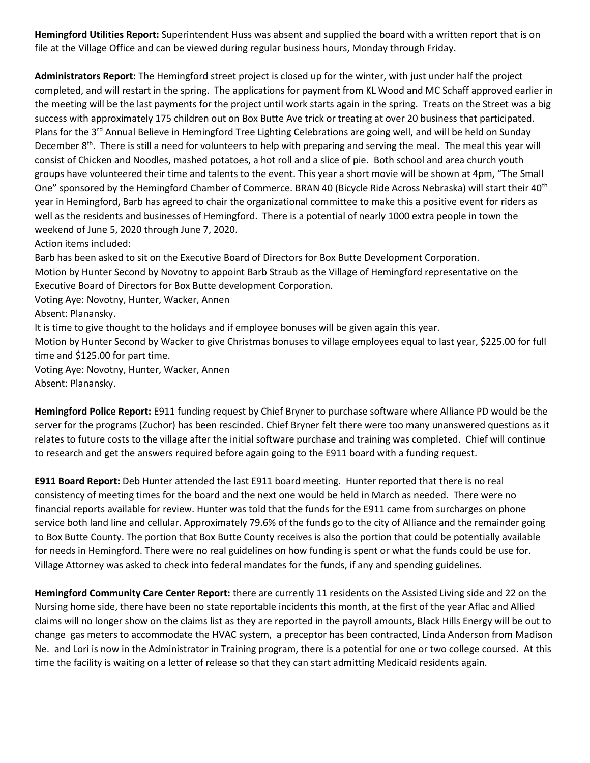**Hemingford Utilities Report:** Superintendent Huss was absent and supplied the board with a written report that is on file at the Village Office and can be viewed during regular business hours, Monday through Friday.

**Administrators Report:** The Hemingford street project is closed up for the winter, with just under half the project completed, and will restart in the spring. The applications for payment from KL Wood and MC Schaff approved earlier in the meeting will be the last payments for the project until work starts again in the spring. Treats on the Street was a big success with approximately 175 children out on Box Butte Ave trick or treating at over 20 business that participated. Plans for the 3rd Annual Believe in Hemingford Tree Lighting Celebrations are going well, and will be held on Sunday December 8th. There is still a need for volunteers to help with preparing and serving the meal. The meal this year will consist of Chicken and Noodles, mashed potatoes, a hot roll and a slice of pie. Both school and area church youth groups have volunteered their time and talents to the event. This year a short movie will be shown at 4pm, "The Small One" sponsored by the Hemingford Chamber of Commerce. BRAN 40 (Bicycle Ride Across Nebraska) will start their 40th year in Hemingford, Barb has agreed to chair the organizational committee to make this a positive event for riders as well as the residents and businesses of Hemingford. There is a potential of nearly 1000 extra people in town the weekend of June 5, 2020 through June 7, 2020.

Action items included:

Barb has been asked to sit on the Executive Board of Directors for Box Butte Development Corporation.

Motion by Hunter Second by Novotny to appoint Barb Straub as the Village of Hemingford representative on the Executive Board of Directors for Box Butte development Corporation.

Voting Aye: Novotny, Hunter, Wacker, Annen

Absent: Planansky.

It is time to give thought to the holidays and if employee bonuses will be given again this year.

Motion by Hunter Second by Wacker to give Christmas bonuses to village employees equal to last year, $225.00 for full time and $125.00 for part time.

Voting Aye: Novotny, Hunter, Wacker, Annen

Absent: Planansky.

**Hemingford Police Report:** E911 funding request by Chief Bryner to purchase software where Alliance PD would be the server for the programs (Zuchor) has been rescinded. Chief Bryner felt there were too many unanswered questions as it relates to future costs to the village after the initial software purchase and training was completed. Chief will continue to research and get the answers required before again going to the E911 board with a funding request.

**E911 Board Report:** Deb Hunter attended the last E911 board meeting. Hunter reported that there is no real consistency of meeting times for the board and the next one would be held in March as needed. There were no financial reports available for review. Hunter was told that the funds for the E911 came from surcharges on phone service both land line and cellular. Approximately 79.6% of the funds go to the city of Alliance and the remainder going to Box Butte County. The portion that Box Butte County receives is also the portion that could be potentially available for needs in Hemingford. There were no real guidelines on how funding is spent or what the funds could be use for. Village Attorney was asked to check into federal mandates for the funds, if any and spending guidelines.

**Hemingford Community Care Center Report:** there are currently 11 residents on the Assisted Living side and 22 on the Nursing home side, there have been no state reportable incidents this month, at the first of the year Aflac and Allied claims will no longer show on the claims list as they are reported in the payroll amounts, Black Hills Energy will be out to change gas meters to accommodate the HVAC system, a preceptor has been contracted, Linda Anderson from Madison Ne. and Lori is now in the Administrator in Training program, there is a potential for one or two college coursed. At this time the facility is waiting on a letter of release so that they can start admitting Medicaid residents again.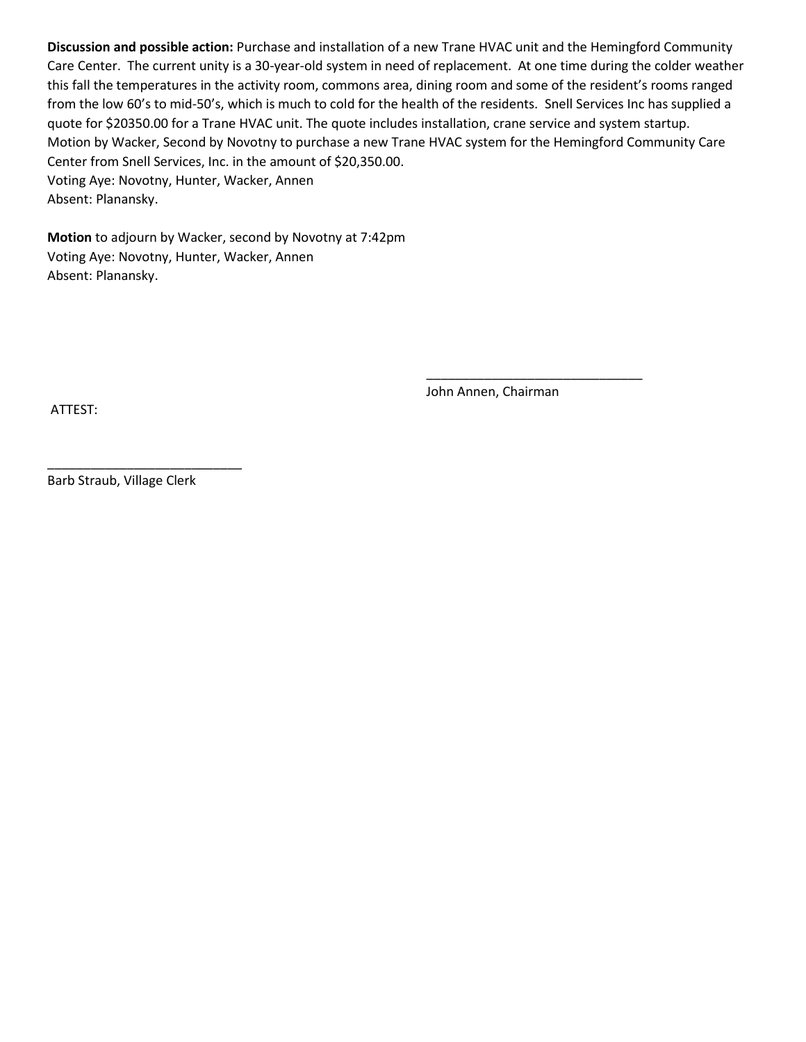**Discussion and possible action:** Purchase and installation of a new Trane HVAC unit and the Hemingford Community Care Center. The current unity is a 30-year-old system in need of replacement. At one time during the colder weather this fall the temperatures in the activity room, commons area, dining room and some of the resident's rooms ranged from the low 60's to mid-50's, which is much to cold for the health of the residents. Snell Services Inc has supplied a quote for $20350.00 for a Trane HVAC unit. The quote includes installation, crane service and system startup.
Motion by Wacker, Second by Novotny to purchase a new Trane HVAC system for the Hemingford Community Care Center from Snell Services, Inc. in the amount of $20,350.00.
Voting Aye: Novotny, Hunter, Wacker, Annen
Absent: Planansky.

**Motion** to adjourn by Wacker, second by Novotny at 7:42pm
Voting Aye: Novotny, Hunter, Wacker, Annen
Absent: Planansky.

______________________________
John Annen, Chairman

ATTEST:

___________________________
Barb Straub, Village Clerk